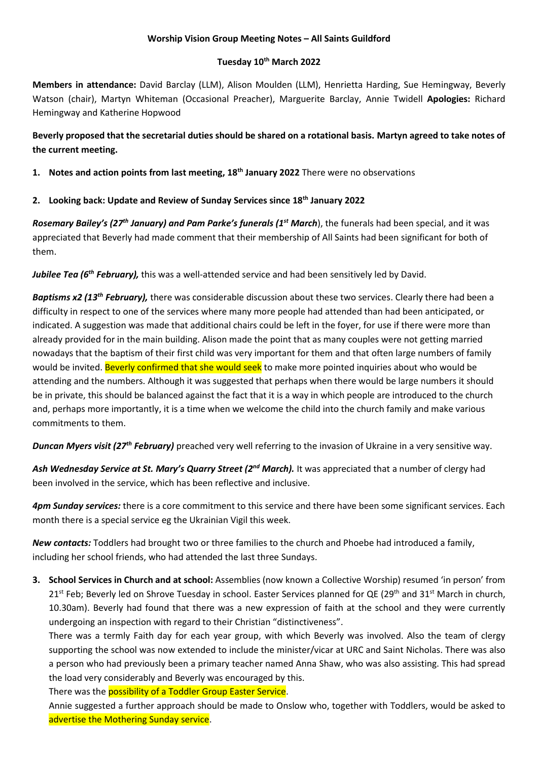**Worship Vision Group Meeting Notes – All Saints Guildford**

**Tuesday 10th March 2022**

**Members in attendance:** David Barclay (LLM), Alison Moulden (LLM), Henrietta Harding, Sue Hemingway, Beverly Watson (chair), Martyn Whiteman (Occasional Preacher), Marguerite Barclay, Annie Twidell **Apologies:** Richard Hemingway and Katherine Hopwood

**Beverly proposed that the secretarial duties should be shared on a rotational basis. Martyn agreed to take notes of the current meeting.**

1. **Notes and action points from last meeting, 18th January 2022** There were no observations

2. **Looking back: Update and Review of Sunday Services since 18th January 2022**

***Rosemary Bailey's (27th January) and Pam Parke's funerals (1st March***), the funerals had been special, and it was appreciated that Beverly had made comment that their membership of All Saints had been significant for both of them.

***Jubilee Tea (6th February),*** this was a well-attended service and had been sensitively led by David.

***Baptisms x2 (13th February),*** there was considerable discussion about these two services. Clearly there had been a difficulty in respect to one of the services where many more people had attended than had been anticipated, or indicated. A suggestion was made that additional chairs could be left in the foyer, for use if there were more than already provided for in the main building. Alison made the point that as many couples were not getting married nowadays that the baptism of their first child was very important for them and that often large numbers of family would be invited. Beverly confirmed that she would seek to make more pointed inquiries about who would be attending and the numbers. Although it was suggested that perhaps when there would be large numbers it should be in private, this should be balanced against the fact that it is a way in which people are introduced to the church and, perhaps more importantly, it is a time when we welcome the child into the church family and make various commitments to them.

***Duncan Myers visit (27th February)*** preached very well referring to the invasion of Ukraine in a very sensitive way.

***Ash Wednesday Service at St. Mary's Quarry Street (2nd March).*** It was appreciated that a number of clergy had been involved in the service, which has been reflective and inclusive.

***4pm Sunday services:*** there is a core commitment to this service and there have been some significant services. Each month there is a special service eg the Ukrainian Vigil this week.

***New contacts:*** Toddlers had brought two or three families to the church and Phoebe had introduced a family, including her school friends, who had attended the last three Sundays.

3. **School Services in Church and at school:** Assemblies (now known a Collective Worship) resumed 'in person' from 21st Feb; Beverly led on Shrove Tuesday in school. Easter Services planned for QE (29th and 31st March in church, 10.30am). Beverly had found that there was a new expression of faith at the school and they were currently undergoing an inspection with regard to their Christian "distinctiveness".

   There was a termly Faith day for each year group, with which Beverly was involved. Also the team of clergy supporting the school was now extended to include the minister/vicar at URC and Saint Nicholas. There was also a person who had previously been a primary teacher named Anna Shaw, who was also assisting. This had spread the load very considerably and Beverly was encouraged by this.

   There was the possibility of a Toddler Group Easter Service.

   Annie suggested a further approach should be made to Onslow who, together with Toddlers, would be asked to advertise the Mothering Sunday service.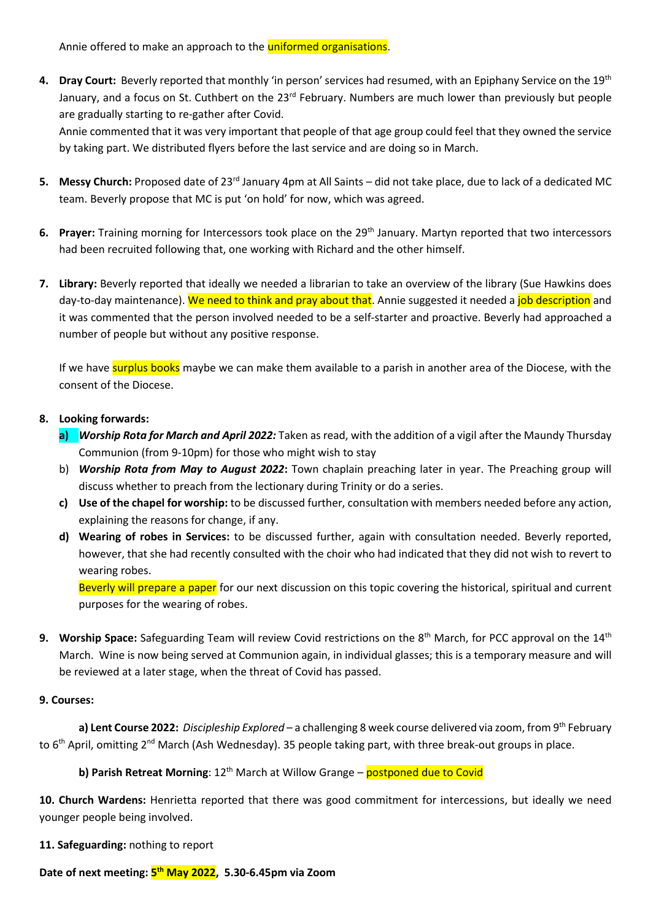Annie offered to make an approach to the uniformed organisations.

4. **Dray Court:** Beverly reported that monthly 'in person' services had resumed, with an Epiphany Service on the 19th January, and a focus on St. Cuthbert on the 23rd February. Numbers are much lower than previously but people are gradually starting to re-gather after Covid.
   Annie commented that it was very important that people of that age group could feel that they owned the service by taking part. We distributed flyers before the last service and are doing so in March.

5. **Messy Church:** Proposed date of 23rd January 4pm at All Saints – did not take place, due to lack of a dedicated MC team. Beverly propose that MC is put 'on hold' for now, which was agreed.

6. **Prayer:** Training morning for Intercessors took place on the 29th January. Martyn reported that two intercessors had been recruited following that, one working with Richard and the other himself.

7. **Library:** Beverly reported that ideally we needed a librarian to take an overview of the library (Sue Hawkins does day-to-day maintenance). We need to think and pray about that. Annie suggested it needed a job description and it was commented that the person involved needed to be a self-starter and proactive. Beverly had approached a number of people but without any positive response.

   If we have surplus books maybe we can make them available to a parish in another area of the Diocese, with the consent of the Diocese.

8. **Looking forwards:**
   a) ***Worship Rota for March and April 2022:*** Taken as read, with the addition of a vigil after the Maundy Thursday Communion (from 9-10pm) for those who might wish to stay
   b) ***Worship Rota from May to August 2022*****:** Town chaplain preaching later in year. The Preaching group will discuss whether to preach from the lectionary during Trinity or do a series.
   c) **Use of the chapel for worship:** to be discussed further, consultation with members needed before any action, explaining the reasons for change, if any.
   d) **Wearing of robes in Services:** to be discussed further, again with consultation needed. Beverly reported, however, that she had recently consulted with the choir who had indicated that they did not wish to revert to wearing robes.
      Beverly will prepare a paper for our next discussion on this topic covering the historical, spiritual and current purposes for the wearing of robes.

9. **Worship Space:** Safeguarding Team will review Covid restrictions on the 8th March, for PCC approval on the 14th March. Wine is now being served at Communion again, in individual glasses; this is a temporary measure and will be reviewed at a later stage, when the threat of Covid has passed.

**9. Courses:**

**a) Lent Course 2022:** *Discipleship Explored* – a challenging 8 week course delivered via zoom, from 9th February to 6th April, omitting 2nd March (Ash Wednesday). 35 people taking part, with three break-out groups in place.

**b) Parish Retreat Morning**: 12th March at Willow Grange – postponed due to Covid

**10. Church Wardens:** Henrietta reported that there was good commitment for intercessions, but ideally we need younger people being involved.

**11. Safeguarding:** nothing to report

**Date of next meeting: 5th May 2022, 5.30-6.45pm via Zoom**